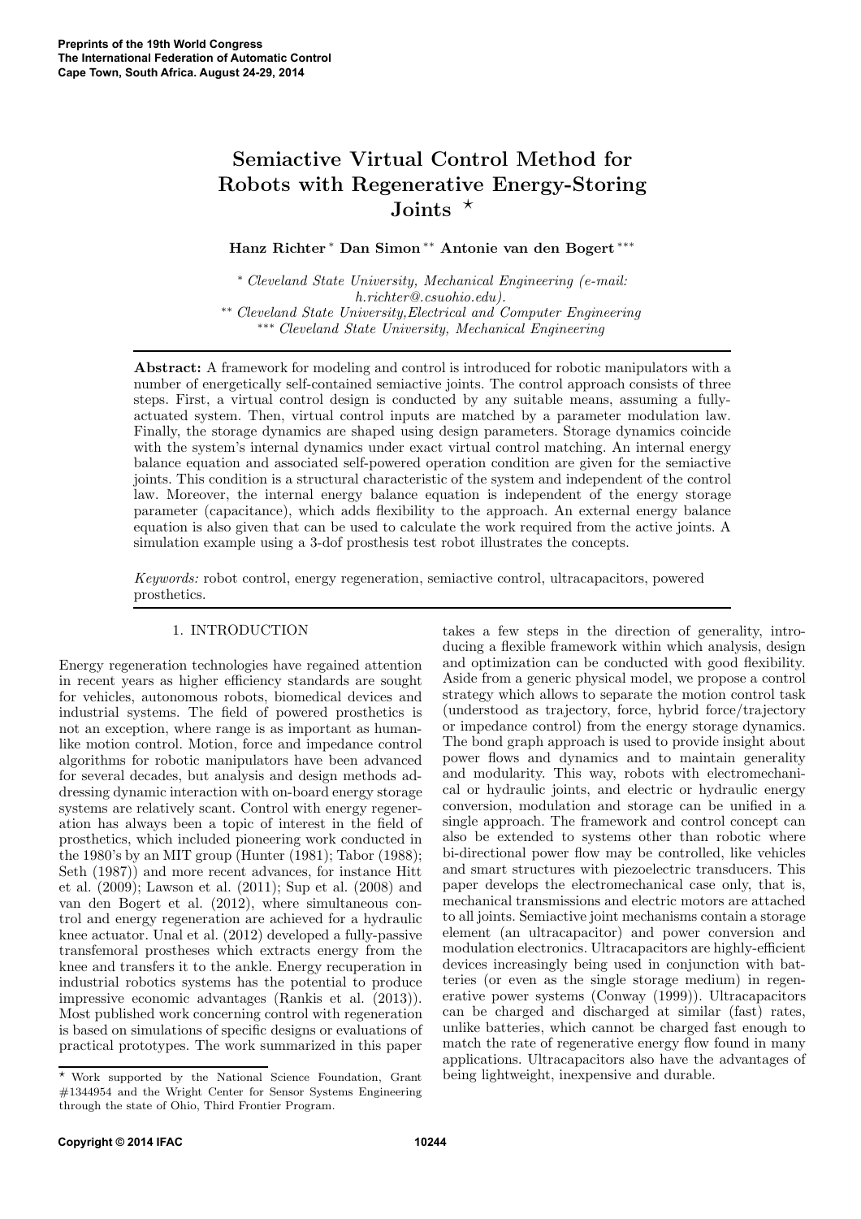# Semiactive Virtual Control Method for Robots with Regenerative Energy-Storing Joints ⋆

**Hanz Richter** [*] **Dan Simon** [**] **Antonie van den Bogert** [***]

[*] *Cleveland State University, Mechanical Engineering (e-mail: h.richter@csuohio.edu).*
[**] *Cleveland State University, Electrical and Computer Engineering*
[***] *Cleveland State University, Mechanical Engineering*

**Abstract:** A framework for modeling and control is introduced for robotic manipulators with a number of energetically self-contained semiactive joints. The control approach consists of three steps. First, a virtual control design is conducted by any suitable means, assuming a fully-actuated system. Then, virtual control inputs are matched by a parameter modulation law. Finally, the storage dynamics are shaped using design parameters. Storage dynamics coincide with the system's internal dynamics under exact virtual control matching. An internal energy balance equation and associated self-powered operation condition are given for the semiactive joints. This condition is a structural characteristic of the system and independent of the control law. Moreover, the internal energy balance equation is independent of the energy storage parameter (capacitance), which adds flexibility to the approach. An external energy balance equation is also given that can be used to calculate the work required from the active joints. A simulation example using a 3-dof prosthesis test robot illustrates the concepts.

*Keywords:* robot control, energy regeneration, semiactive control, ultracapacitors, powered prosthetics.

## 1. INTRODUCTION

Energy regeneration technologies have regained attention in recent years as higher efficiency standards are sought for vehicles, autonomous robots, biomedical devices and industrial systems. The field of powered prosthetics is not an exception, where range is as important as human-like motion control. Motion, force and impedance control algorithms for robotic manipulators have been advanced for several decades, but analysis and design methods addressing dynamic interaction with on-board energy storage systems are relatively scant. Control with energy regeneration has always been a topic of interest in the field of prosthetics, which included pioneering work conducted in the 1980's by an MIT group (Hunter (1981); Tabor (1988); Seth (1987)) and more recent advances, for instance Hitt et al. (2009); Lawson et al. (2011); Sup et al. (2008) and van den Bogert et al. (2012), where simultaneous control and energy regeneration are achieved for a hydraulic knee actuator. Unal et al. (2012) developed a fully-passive transfemoral prostheses which extracts energy from the knee and transfers it to the ankle. Energy recuperation in industrial robotics systems has the potential to produce impressive economic advantages (Rankis et al. (2013)). Most published work concerning control with regeneration is based on simulations of specific designs or evaluations of practical prototypes. The work summarized in this paper takes a few steps in the direction of generality, introducing a flexible framework within which analysis, design and optimization can be conducted with good flexibility. Aside from a generic physical model, we propose a control strategy which allows to separate the motion control task (understood as trajectory, force, hybrid force/trajectory or impedance control) from the energy storage dynamics. The bond graph approach is used to provide insight about power flows and dynamics and to maintain generality and modularity. This way, robots with electromechanical or hydraulic joints, and electric or hydraulic energy conversion, modulation and storage can be unified in a single approach. The framework and control concept can also be extended to systems other than robotic where bi-directional power flow may be controlled, like vehicles and smart structures with piezoelectric transducers. This paper develops the electromechanical case only, that is, mechanical transmissions and electric motors are attached to all joints. Semiactive joint mechanisms contain a storage element (an ultracapacitor) and power conversion and modulation electronics. Ultracapacitors are highly-efficient devices increasingly being used in conjunction with batteries (or even as the single storage medium) in regenerative power systems (Conway (1999)). Ultracapacitors can be charged and discharged at similar (fast) rates, unlike batteries, which cannot be charged fast enough to match the rate of regenerative energy flow found in many applications. Ultracapacitors also have the advantages of being lightweight, inexpensive and durable.

⋆ Work supported by the National Science Foundation, Grant #1344954 and the Wright Center for Sensor Systems Engineering through the state of Ohio, Third Frontier Program.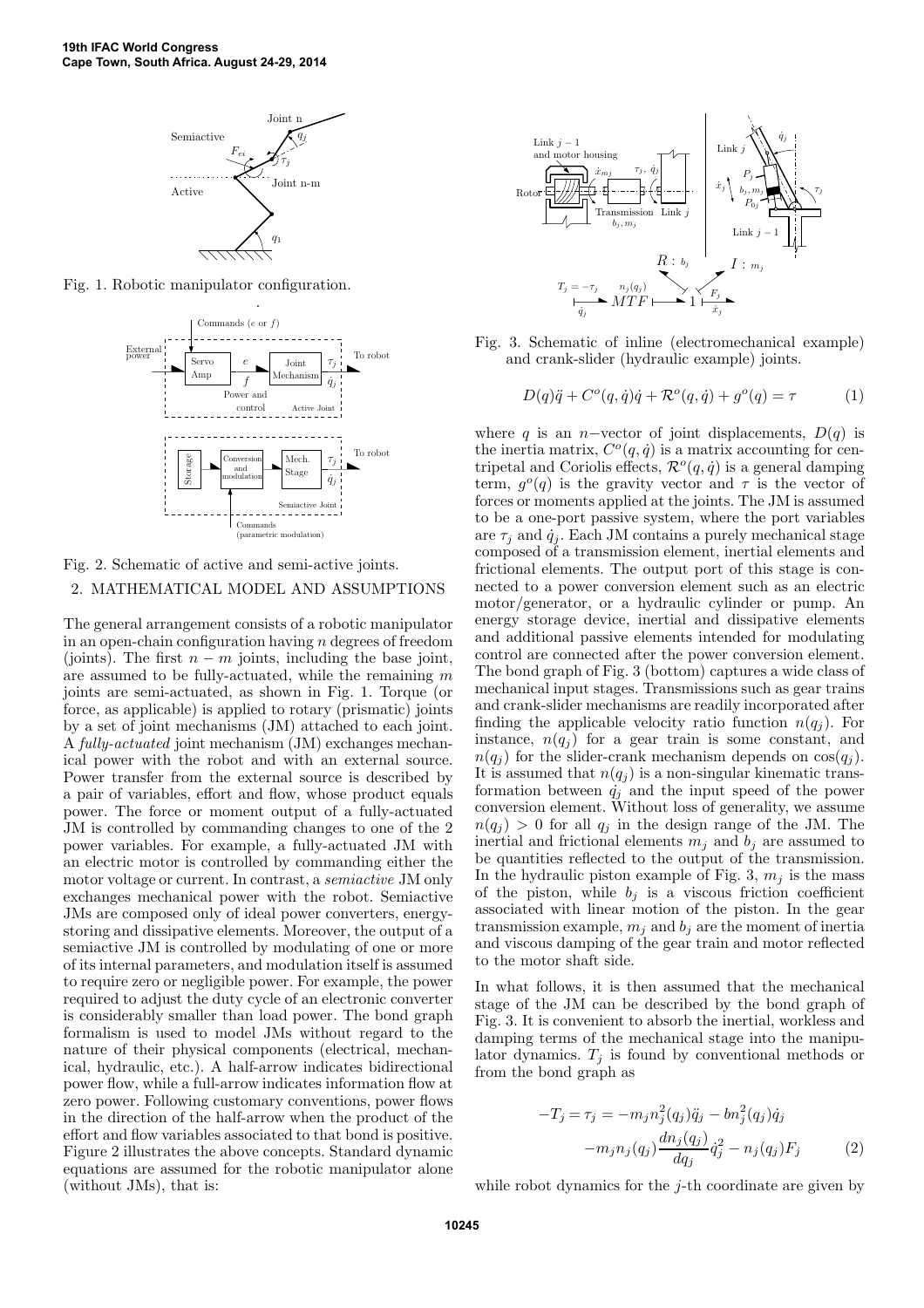Fig. 1. Robotic manipulator configuration.

Fig. 2. Schematic of active and semi-active joints.

## 2. MATHEMATICAL MODEL AND ASSUMPTIONS

The general arrangement consists of a robotic manipulator in an open-chain configuration having $n$ degrees of freedom (joints). The first $n - m$ joints, including the base joint, are assumed to be fully-actuated, while the remaining $m$ joints are semi-actuated, as shown in Fig. 1. Torque (or force, as applicable) is applied to rotary (prismatic) joints by a set of joint mechanisms (JM) attached to each joint. A *fully-actuated* joint mechanism (JM) exchanges mechanical power with the robot and with an external source. Power transfer from the external source is described by a pair of variables, effort and flow, whose product equals power. The force or moment output of a fully-actuated JM is controlled by commanding changes to one of the 2 power variables. For example, a fully-actuated JM with an electric motor is controlled by commanding either the motor voltage or current. In contrast, a *semiactive* JM only exchanges mechanical power with the robot. Semiactive JMs are composed only of ideal power converters, energy-storing and dissipative elements. Moreover, the output of a semiactive JM is controlled by modulating of one or more of its internal parameters, and modulation itself is assumed to require zero or negligible power. For example, the power required to adjust the duty cycle of an electronic converter is considerably smaller than load power. The bond graph formalism is used to model JMs without regard to the nature of their physical components (electrical, mechanical, hydraulic, etc.). A half-arrow indicates bidirectional power flow, while a full-arrow indicates information flow at zero power. Following customary conventions, power flows in the direction of the half-arrow when the product of the effort and flow variables associated to that bond is positive. Figure 2 illustrates the above concepts. Standard dynamic equations are assumed for the robotic manipulator alone (without JMs), that is:

Fig. 3. Schematic of inline (electromechanical example) and crank-slider (hydraulic example) joints.

$$D(q)\ddot{q} + C^o(q, \dot{q})\dot{q} + \mathcal{R}^o(q, \dot{q}) + g^o(q) = \tau \tag{1}$$

where $q$ is an $n-$vector of joint displacements, $D(q)$ is the inertia matrix, $C^o(q, \dot{q})$ is a matrix accounting for centripetal and Coriolis effects, $\mathcal{R}^o(q, \dot{q})$ is a general damping term, $g^o(q)$ is the gravity vector and $\tau$ is the vector of forces or moments applied at the joints. The JM is assumed to be a one-port passive system, where the port variables are $\tau_j$ and $\dot{q}_j$. Each JM contains a purely mechanical stage composed of a transmission element, inertial elements and frictional elements. The output port of this stage is connected to a power conversion element such as an electric motor/generator, or a hydraulic cylinder or pump. An energy storage device, inertial and dissipative elements and additional passive elements intended for modulating control are connected after the power conversion element. The bond graph of Fig. 3 (bottom) captures a wide class of mechanical input stages. Transmissions such as gear trains and crank-slider mechanisms are readily incorporated after finding the applicable velocity ratio function $n(q_j)$. For instance, $n(q_j)$ for a gear train is some constant, and $n(q_j)$ for the slider-crank mechanism depends on $\cos(q_j)$. It is assumed that $n(q_j)$ is a non-singular kinematic transformation between $\dot{q}_j$ and the input speed of the power conversion element. Without loss of generality, we assume $n(q_j) > 0$ for all $q_j$ in the design range of the JM. The inertial and frictional elements $m_j$ and $b_j$ are assumed to be quantities reflected to the output of the transmission. In the hydraulic piston example of Fig. 3, $m_j$ is the mass of the piston, while $b_j$ is a viscous friction coefficient associated with linear motion of the piston. In the gear transmission example, $m_j$ and $b_j$ are the moment of inertia and viscous damping of the gear train and motor reflected to the motor shaft side.

In what follows, it is then assumed that the mechanical stage of the JM can be described by the bond graph of Fig. 3. It is convenient to absorb the inertial, workless and damping terms of the mechanical stage into the manipulator dynamics. $T_j$ is found by conventional methods or from the bond graph as

$$\begin{aligned} -T_j = \tau_j = &-m_j n_j^2(q_j)\ddot{q}_j - b n_j^2(q_j)\dot{q}_j \\ &-m_j n_j(q_j)\frac{dn_j(q_j)}{dq_j}\dot{q}_j^2 - n_j(q_j)F_j \end{aligned} \tag{2}$$

while robot dynamics for the $j$-th coordinate are given by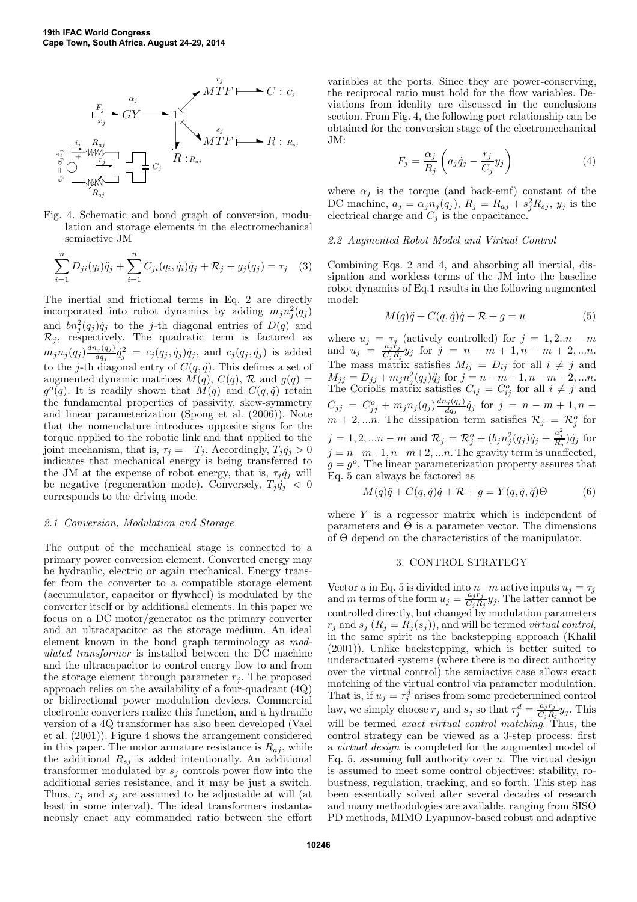Fig. 4. Schematic and bond graph of conversion, modulation and storage elements in the electromechanical semiactive JM

$$\sum_{i=1}^{n} D_{ji}(q_i)\ddot{q}_j + \sum_{i=1}^{n} C_{ji}(q_i,\dot{q}_i)\dot{q}_j + \mathcal{R}_j + g_j(q_j) = \tau_j \quad (3)$$

The inertial and frictional terms in Eq. 2 are directly incorporated into robot dynamics by adding $m_j n_j^2(q_j)$ and $b n_j^2(q_j)\dot{q}_j$ to the $j$-th diagonal entries of $D(q)$ and $\mathcal{R}_j$, respectively. The quadratic term is factored as $m_j n_j(q_j)\frac{dn_j(q_j)}{dq_j}\dot{q}_j^2 = c_j(q_j,\dot{q}_j)\dot{q}_j$, and $c_j(q_j,\dot{q}_j)$ is added to the $j$-th diagonal entry of $C(q,\dot{q})$. This defines a set of augmented dynamic matrices $M(q)$, $C(q)$, $\mathcal{R}$ and $g(q) = g^o(q)$. It is readily shown that $M(q)$ and $C(q,\dot{q})$ retain the fundamental properties of passivity, skew-symmetry and linear parameterization (Spong et al. (2006)). Note that the nomenclature introduces opposite signs for the torque applied to the robotic link and that applied to the joint mechanism, that is, $\tau_j = -T_j$. Accordingly, $T_j\dot{q}_j > 0$ indicates that mechanical energy is being transferred to the JM at the expense of robot energy, that is, $\tau_j\dot{q}_j$ will be negative (regeneration mode). Conversely, $T_j\dot{q}_j < 0$ corresponds to the driving mode.

### 2.1 Conversion, Modulation and Storage

The output of the mechanical stage is connected to a primary power conversion element. Converted energy may be hydraulic, electric or again mechanical. Energy transfer from the converter to a compatible storage element (accumulator, capacitor or flywheel) is modulated by the converter itself or by additional elements. In this paper we focus on a DC motor/generator as the primary converter and an ultracapacitor as the storage medium. An ideal element known in the bond graph terminology as *modulated transformer* is installed between the DC machine and the ultracapacitor to control energy flow to and from the storage element through parameter $r_j$. The proposed approach relies on the availability of a four-quadrant (4Q) or bidirectional power modulation devices. Commercial electronic converters realize this function, and a hydraulic version of a 4Q transformer has also been developed (Vael et al. (2001)). Figure 4 shows the arrangement considered in this paper. The motor armature resistance is $R_{aj}$, while the additional $R_{sj}$ is added intentionally. An additional transformer modulated by $s_j$ controls power flow into the additional series resistance, and it may be just a switch. Thus, $r_j$ and $s_j$ are assumed to be adjustable at will (at least in some interval). The ideal transformers instantaneously enact any commanded ratio between the effort variables at the ports. Since they are power-conserving, the reciprocal ratio must hold for the flow variables. Deviations from ideality are discussed in the conclusions section. From Fig. 4, the following port relationship can be obtained for the conversion stage of the electromechanical JM:

$$F_j = \frac{\alpha_j}{R_j}\left(a_j\dot{q}_j - \frac{r_j}{C_j}y_j\right) \quad (4)$$

where $\alpha_j$ is the torque (and back-emf) constant of the DC machine, $a_j = \alpha_j n_j(q_j)$, $R_j = R_{aj} + s_j^2 R_{sj}$, $y_j$ is the electrical charge and $C_j$ is the capacitance.

### 2.2 Augmented Robot Model and Virtual Control

Combining Eqs. 2 and 4, and absorbing all inertial, dissipation and workless terms of the JM into the baseline robot dynamics of Eq.1 results in the following augmented model:

$$M(q)\ddot{q} + C(q,\dot{q})\dot{q} + \mathcal{R} + g = u \quad (5)$$

where $u_j = \tau_j$ (actively controlled) for $j = 1, 2..n-m$ and $u_j = \frac{a_j r_j}{C_j R_j}y_j$ for $j = n-m+1, n-m+2, ...n$. The mass matrix satisfies $M_{ij} = D_{ij}$ for all $i \neq j$ and $M_{jj} = D_{jj} + m_j n_j^2(q_j)\ddot{q}_j$ for $j = n-m+1, n-m+2, ...n$. The Coriolis matrix satisfies $C_{ij} = C_{ij}^o$ for all $i \neq j$ and $C_{jj} = C_{jj}^o + m_j n_j(q_j)\frac{dn_j(q_j)}{dq_j}\dot{q}_j$ for $j = n-m+1, n-m+2, ...n$. The dissipation term satisfies $\mathcal{R}_j = \mathcal{R}_j^o$ for $j = 1, 2, ...n-m$ and $\mathcal{R}_j = \mathcal{R}_j^o + (b_j n_j^2(q_j)\dot{q}_j + \frac{a_j^2}{R_j})\dot{q}_j$ for $j = n-m+1, n-m+2, ...n$. The gravity term is unaffected, $g = g^o$. The linear parameterization property assures that Eq. 5 can always be factored as

$$M(q)\ddot{q} + C(q,\dot{q})\dot{q} + \mathcal{R} + g = Y(q,\dot{q},\ddot{q})\Theta \quad (6)$$

where $Y$ is a regressor matrix which is independent of parameters and $\Theta$ is a parameter vector. The dimensions of $\Theta$ depend on the characteristics of the manipulator.

## 3. CONTROL STRATEGY

Vector $u$ in Eq. 5 is divided into $n-m$ active inputs $u_j = \tau_j$ and $m$ terms of the form $u_j = \frac{a_j r_j}{C_j R_j}y_j$. The latter cannot be controlled directly, but changed by modulation parameters $r_j$ and $s_j$ ($R_j = R_j(s_j)$), and will be termed *virtual control*, in the same spirit as the backstepping approach (Khalil (2001)). Unlike backstepping, which is better suited to underactuated systems (where there is no direct authority over the virtual control) the semiactive case allows exact matching of the virtual control via parameter modulation. That is, if $u_j = \tau_j^d$ arises from some predetermined control law, we simply choose $r_j$ and $s_j$ so that $\tau_j^d = \frac{a_j r_j}{C_j R_j}y_j$. This will be termed *exact virtual control matching*. Thus, the control strategy can be viewed as a 3-step process: first a *virtual design* is completed for the augmented model of Eq. 5, assuming full authority over $u$. The virtual design is assumed to meet some control objectives: stability, robustness, regulation, tracking, and so forth. This step has been essentially solved after several decades of research and many methodologies are available, ranging from SISO PD methods, MIMO Lyapunov-based robust and adaptive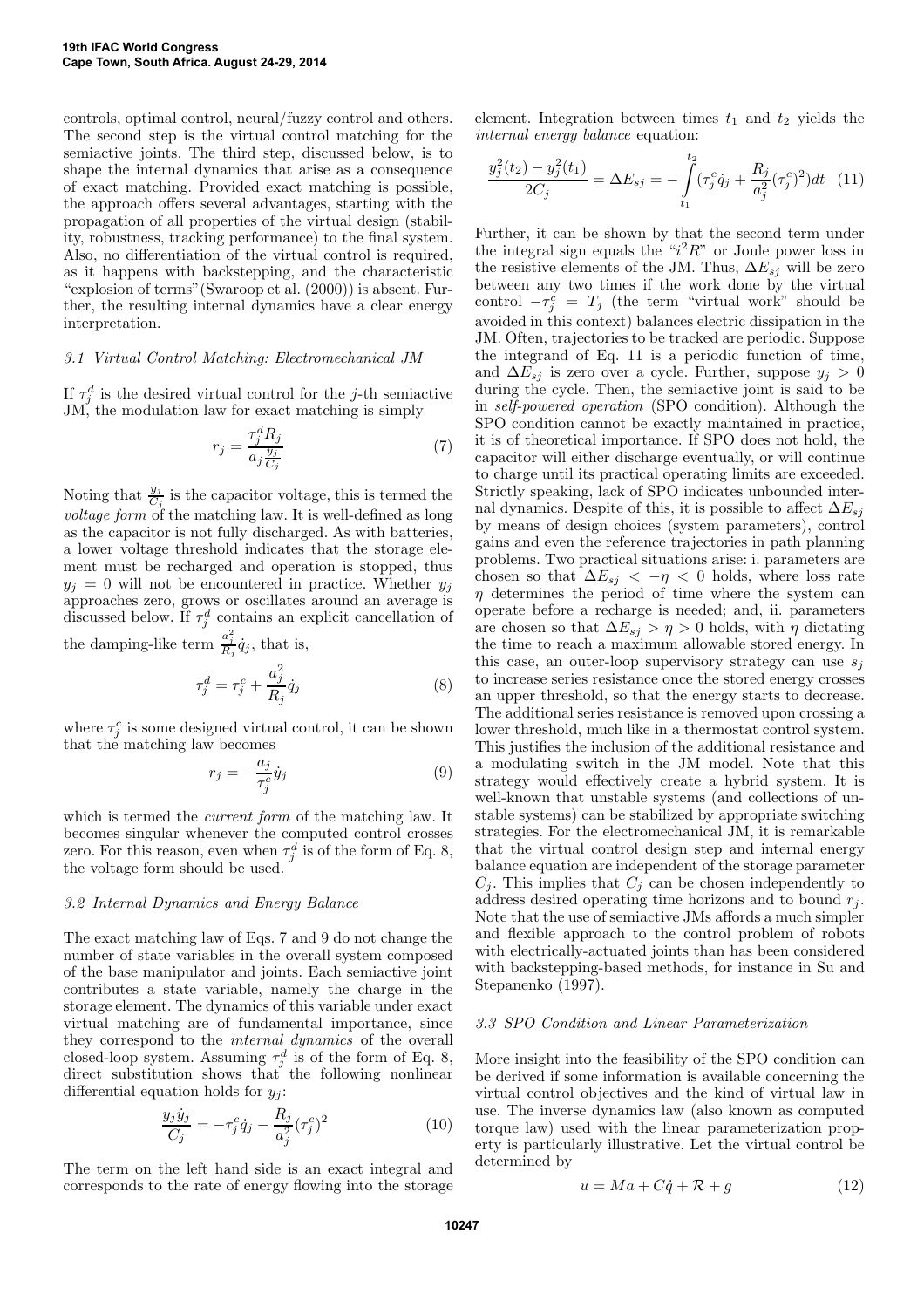controls, optimal control, neural/fuzzy control and others. The second step is the virtual control matching for the semiactive joints. The third step, discussed below, is to shape the internal dynamics that arise as a consequence of exact matching. Provided exact matching is possible, the approach offers several advantages, starting with the propagation of all properties of the virtual design (stability, robustness, tracking performance) to the final system. Also, no differentiation of the virtual control is required, as it happens with backstepping, and the characteristic "explosion of terms"(Swaroop et al. (2000)) is absent. Further, the resulting internal dynamics have a clear energy interpretation.

### 3.1 Virtual Control Matching: Electromechanical JM

If $\tau_j^d$ is the desired virtual control for the $j$-th semiactive JM, the modulation law for exact matching is simply

$$r_j = \frac{\tau_j^d R_j}{a_j \frac{y_j}{C_j}} \tag{7}$$

Noting that $\frac{y_j}{C_j}$ is the capacitor voltage, this is termed the *voltage form* of the matching law. It is well-defined as long as the capacitor is not fully discharged. As with batteries, a lower voltage threshold indicates that the storage element must be recharged and operation is stopped, thus $y_j = 0$ will not be encountered in practice. Whether $y_j$ approaches zero, grows or oscillates around an average is discussed below. If $\tau_j^d$ contains an explicit cancellation of the damping-like term $\frac{a_j^2}{R_j}\dot{q}_j$, that is,

$$\tau_j^d = \tau_j^c + \frac{a_j^2}{R_j}\dot{q}_j \tag{8}$$

where $\tau_j^c$ is some designed virtual control, it can be shown that the matching law becomes

$$r_j = -\frac{a_j}{\tau_j^c}\dot{y}_j \tag{9}$$

which is termed the *current form* of the matching law. It becomes singular whenever the computed control crosses zero. For this reason, even when $\tau_j^d$ is of the form of Eq. 8, the voltage form should be used.

### 3.2 Internal Dynamics and Energy Balance

The exact matching law of Eqs. 7 and 9 do not change the number of state variables in the overall system composed of the base manipulator and joints. Each semiactive joint contributes a state variable, namely the charge in the storage element. The dynamics of this variable under exact virtual matching are of fundamental importance, since they correspond to the *internal dynamics* of the overall closed-loop system. Assuming $\tau_j^d$ is of the form of Eq. 8, direct substitution shows that the following nonlinear differential equation holds for $y_j$:

$$\frac{y_j \dot{y}_j}{C_j} = -\tau_j^c \dot{q}_j - \frac{R_j}{a_j^2}(\tau_j^c)^2 \tag{10}$$

The term on the left hand side is an exact integral and corresponds to the rate of energy flowing into the storage element. Integration between times $t_1$ and $t_2$ yields the *internal energy balance* equation:

$$\frac{y_j^2(t_2) - y_j^2(t_1)}{2C_j} = \Delta E_{sj} = -\int_{t_1}^{t_2} (\tau_j^c \dot{q}_j + \frac{R_j}{a_j^2}(\tau_j^c)^2) dt \tag{11}$$

Further, it can be shown by that the second term under the integral sign equals the "$i^2R$" or Joule power loss in the resistive elements of the JM. Thus, $\Delta E_{sj}$ will be zero between any two times if the work done by the virtual control $-\tau_j^c = T_j$ (the term "virtual work" should be avoided in this context) balances electric dissipation in the JM. Often, trajectories to be tracked are periodic. Suppose the integrand of Eq. 11 is a periodic function of time, and $\Delta E_{sj}$ is zero over a cycle. Further, suppose $y_j > 0$ during the cycle. Then, the semiactive joint is said to be in *self-powered operation* (SPO condition). Although the SPO condition cannot be exactly maintained in practice, it is of theoretical importance. If SPO does not hold, the capacitor will either discharge eventually, or will continue to charge until its practical operating limits are exceeded. Strictly speaking, lack of SPO indicates unbounded internal dynamics. Despite of this, it is possible to affect $\Delta E_{sj}$ by means of design choices (system parameters), control gains and even the reference trajectories in path planning problems. Two practical situations arise: i. parameters are chosen so that $\Delta E_{sj} < -\eta < 0$ holds, where loss rate $\eta$ determines the period of time where the system can operate before a recharge is needed; and, ii. parameters are chosen so that $\Delta E_{sj} > \eta > 0$ holds, with $\eta$ dictating the time to reach a maximum allowable stored energy. In this case, an outer-loop supervisory strategy can use $s_j$ to increase series resistance once the stored energy crosses an upper threshold, so that the energy starts to decrease. The additional series resistance is removed upon crossing a lower threshold, much like in a thermostat control system. This justifies the inclusion of the additional resistance and a modulating switch in the JM model. Note that this strategy would effectively create a hybrid system. It is well-known that unstable systems (and collections of unstable systems) can be stabilized by appropriate switching strategies. For the electromechanical JM, it is remarkable that the virtual control design step and internal energy balance equation are independent of the storage parameter $C_j$. This implies that $C_j$ can be chosen independently to address desired operating time horizons and to bound $r_j$. Note that the use of semiactive JMs affords a much simpler and flexible approach to the control problem of robots with electrically-actuated joints than has been considered with backstepping-based methods, for instance in Su and Stepanenko (1997).

### 3.3 SPO Condition and Linear Parameterization

More insight into the feasibility of the SPO condition can be derived if some information is available concerning the virtual control objectives and the kind of virtual law in use. The inverse dynamics law (also known as computed torque law) used with the linear parameterization property is particularly illustrative. Let the virtual control be determined by

$$u = Ma + C\dot{q} + \mathcal{R} + g \tag{12}$$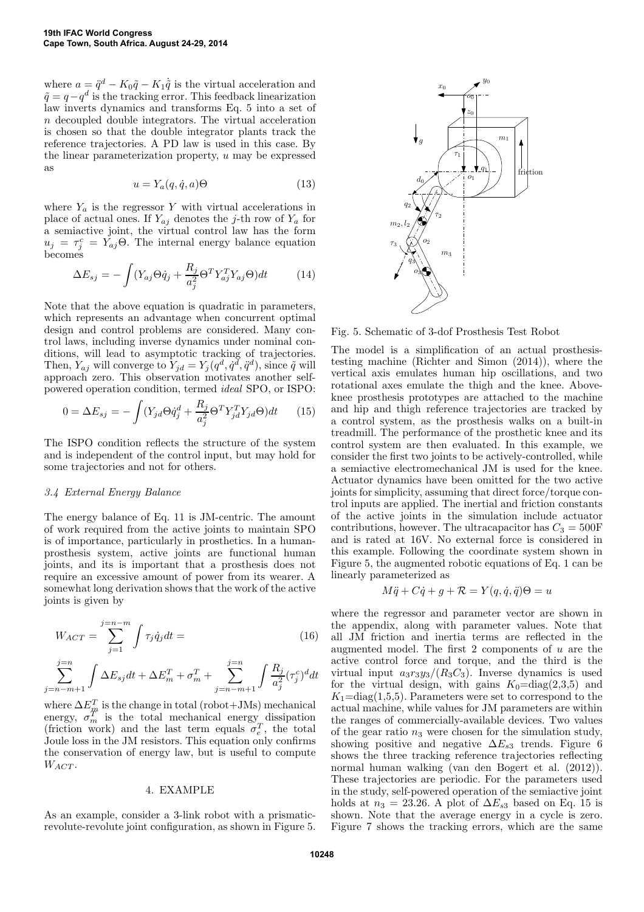where $a = \ddot{q}^d - K_0\tilde{q} - K_1\dot{\tilde{q}}$ is the virtual acceleration and $\tilde{q} = q - q^d$ is the tracking error. This feedback linearization law inverts dynamics and transforms Eq. 5 into a set of $n$ decoupled double integrators. The virtual acceleration is chosen so that the double integrator plants track the reference trajectories. A PD law is used in this case. By the linear parameterization property, $u$ may be expressed as

$$u = Y_a(q, \dot{q}, a)\Theta \tag{13}$$

where $Y_a$ is the regressor $Y$ with virtual accelerations in place of actual ones. If $Y_{aj}$ denotes the $j$-th row of $Y_a$ for a semiactive joint, the virtual control law has the form $u_j = \tau_j^c = Y_{aj}\Theta$. The internal energy balance equation becomes

$$\Delta E_{sj} = -\int (Y_{aj}\Theta\dot{q}_j + \frac{R_j}{a_j^2}\Theta^T Y_{aj}^T Y_{aj}\Theta)dt \tag{14}$$

Note that the above equation is quadratic in parameters, which represents an advantage when concurrent optimal design and control problems are considered. Many control laws, including inverse dynamics under nominal conditions, will lead to asymptotic tracking of trajectories. Then, $Y_{aj}$ will converge to $Y_{jd} = Y_j(q^d, \dot{q}^d, \ddot{q}^d)$, since $\tilde{q}$ will approach zero. This observation motivates another self-powered operation condition, termed *ideal* SPO, or ISPO:

$$0 = \Delta E_{sj} = -\int (Y_{jd}\Theta\dot{q}_j^d + \frac{R_j}{a_j^2}\Theta^T Y_{jd}^T Y_{jd}\Theta)dt \tag{15}$$

The ISPO condition reflects the structure of the system and is independent of the control input, but may hold for some trajectories and not for others.

### 3.4 External Energy Balance

The energy balance of Eq. 11 is JM-centric. The amount of work required from the active joints to maintain SPO is of importance, particularly in prosthetics. In a human-prosthesis system, active joints are functional human joints, and its is important that a prosthesis does not require an excessive amount of power from its wearer. A somewhat long derivation shows that the work of the active joints is given by

$$W_{ACT} = \sum_{j=1}^{j=n-m} \int \tau_j \dot{q}_j dt = \tag{16}$$

$$\sum_{j=n-m+1}^{j=n} \int \Delta E_{sj} dt + \Delta E_m^T + \sigma_m^T + \sum_{j=n-m+1}^{j=n} \int \frac{R_j}{a_j^2}(\tau_j^c)^d dt$$

where $\Delta E_m^T$ is the change in total (robot+JMs) mechanical energy, $\sigma_m^T$ is the total mechanical energy dissipation (friction work) and the last term equals $\sigma_e^T$, the total Joule loss in the JM resistors. This equation only confirms the conservation of energy law, but is useful to compute $W_{ACT}$.

## 4. EXAMPLE

As an example, consider a 3-link robot with a prismatic-revolute-revolute joint configuration, as shown in Figure 5.

Fig. 5. Schematic of 3-dof Prosthesis Test Robot

The model is a simplification of an actual prosthesis-testing machine (Richter and Simon (2014)), where the vertical axis emulates human hip oscillations, and two rotational axes emulate the thigh and the knee. Above-knee prosthesis prototypes are attached to the machine and hip and thigh reference trajectories are tracked by a control system, as the prosthesis walks on a built-in treadmill. The performance of the prosthetic knee and its control system are then evaluated. In this example, we consider the first two joints to be actively-controlled, while a semiactive electromechanical JM is used for the knee. Actuator dynamics have been omitted for the two active joints for simplicity, assuming that direct force/torque control inputs are applied. The inertial and friction constants of the active joints in the simulation include actuator contributions, however. The ultracapacitor has $C_3 = 500$F and is rated at 16V. No external force is considered in this example. Following the coordinate system shown in Figure 5, the augmented robotic equations of Eq. 1 can be linearly parameterized as

$$M\ddot{q} + C\dot{q} + g + \mathcal{R} = Y(q, \dot{q}, \ddot{q})\Theta = u$$

where the regressor and parameter vector are shown in the appendix, along with parameter values. Note that all JM friction and inertia terms are reflected in the augmented model. The first 2 components of $u$ are the active control force and torque, and the third is the virtual input $a_3 r_3 y_3/(R_3 C_3)$. Inverse dynamics is used for the virtual design, with gains $K_0$=diag(2,3,5) and $K_1$=diag(1,5,5). Parameters were set to correspond to the actual machine, while values for JM parameters are within the ranges of commercially-available devices. Two values of the gear ratio $n_3$ were chosen for the simulation study, showing positive and negative $\Delta E_{s3}$ trends. Figure 6 shows the three tracking reference trajectories reflecting normal human walking (van den Bogert et al. (2012)). These trajectories are periodic. For the parameters used in the study, self-powered operation of the semiactive joint holds at $n_3 = 23.26$. A plot of $\Delta E_{s3}$ based on Eq. 15 is shown. Note that the average energy in a cycle is zero. Figure 7 shows the tracking errors, which are the same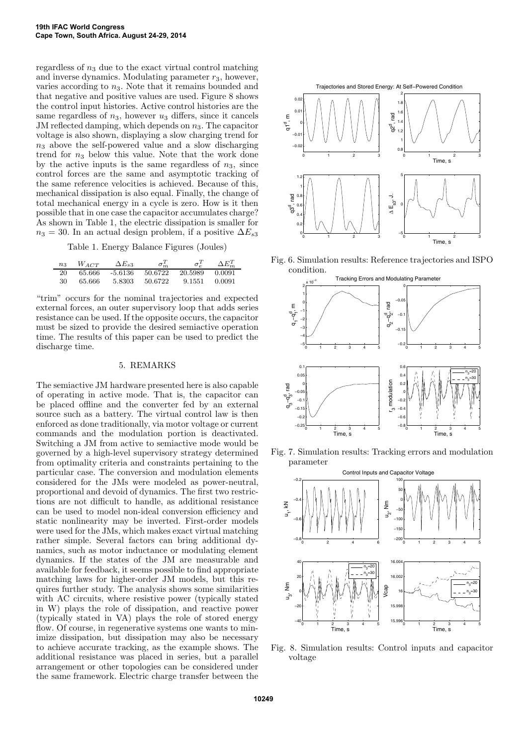regardless of $n_3$ due to the exact virtual control matching and inverse dynamics. Modulating parameter $r_3$, however, varies according to $n_3$. Note that it remains bounded and that negative and positive values are used. Figure 8 shows the control input histories. Active control histories are the same regardless of $n_3$, however $u_3$ differs, since it cancels JM reflected damping, which depends on $n_3$. The capacitor voltage is also shown, displaying a slow charging trend for $n_3$ above the self-powered value and a slow discharging trend for $n_3$ below this value. Note that the work done by the active inputs is the same regardless of $n_3$, since control forces are the same and asymptotic tracking of the same reference velocities is achieved. Because of this, mechanical dissipation is also equal. Finally, the change of total mechanical energy in a cycle is zero. How is it then possible that in one case the capacitor accumulates charge? As shown in Table 1, the electric dissipation is smaller for $n_3 = 30$. In an actual design problem, if a positive $\Delta E_{s3}$ "trim" occurs for the nominal trajectories and expected external forces, an outer supervisory loop that adds series resistance can be used. If the opposite occurs, the capacitor must be sized to provide the desired semiactive operation time. The results of this paper can be used to predict the discharge time.

Table 1. Energy Balance Figures (Joules)

| $n_3$ | $W_{ACT}$ | $\Delta E_{s3}$ | $\sigma_m^T$ | $\sigma_e^T$ | $\Delta E_m^T$ |
|---|---|---|---|---|---|
| 20 | 65.666 | -5.6136 | 50.6722 | 20.5989 | 0.0091 |
| 30 | 65.666 | 5.8303 | 50.6722 | 9.1551 | 0.0091 |

## 5. REMARKS

The semiactive JM hardware presented here is also capable of operating in active mode. That is, the capacitor can be placed offline and the converter fed by an external source such as a battery. The virtual control law is then enforced as done traditionally, via motor voltage or current commands and the modulation portion is deactivated. Switching a JM from active to semiactive mode would be governed by a high-level supervisory strategy determined from optimality criteria and constraints pertaining to the particular case. The conversion and modulation elements considered for the JMs were modeled as power-neutral, proportional and devoid of dynamics. The first two restrictions are not difficult to handle, as additional resistance can be used to model non-ideal conversion efficiency and static nonlinearity may be inverted. First-order models were used for the JMs, which makes exact virtual matching rather simple. Several factors can bring additional dynamics, such as motor inductance or modulating element dynamics. If the states of the JM are measurable and available for feedback, it seems possible to find appropriate matching laws for higher-order JM models, but this requires further study. The analysis shows some similarities with AC circuits, where resistive power (typically stated in W) plays the role of dissipation, and reactive power (typically stated in VA) plays the role of stored energy flow. Of course, in regenerative systems one wants to minimize dissipation, but dissipation may also be necessary to achieve accurate tracking, as the example shows. The additional resistance was placed in series, but a parallel arrangement or other topologies can be considered under the same framework. Electric charge transfer between the

Fig. 6. Simulation results: Reference trajectories and ISPO condition.

Fig. 7. Simulation results: Tracking errors and modulation parameter

Fig. 8. Simulation results: Control inputs and capacitor voltage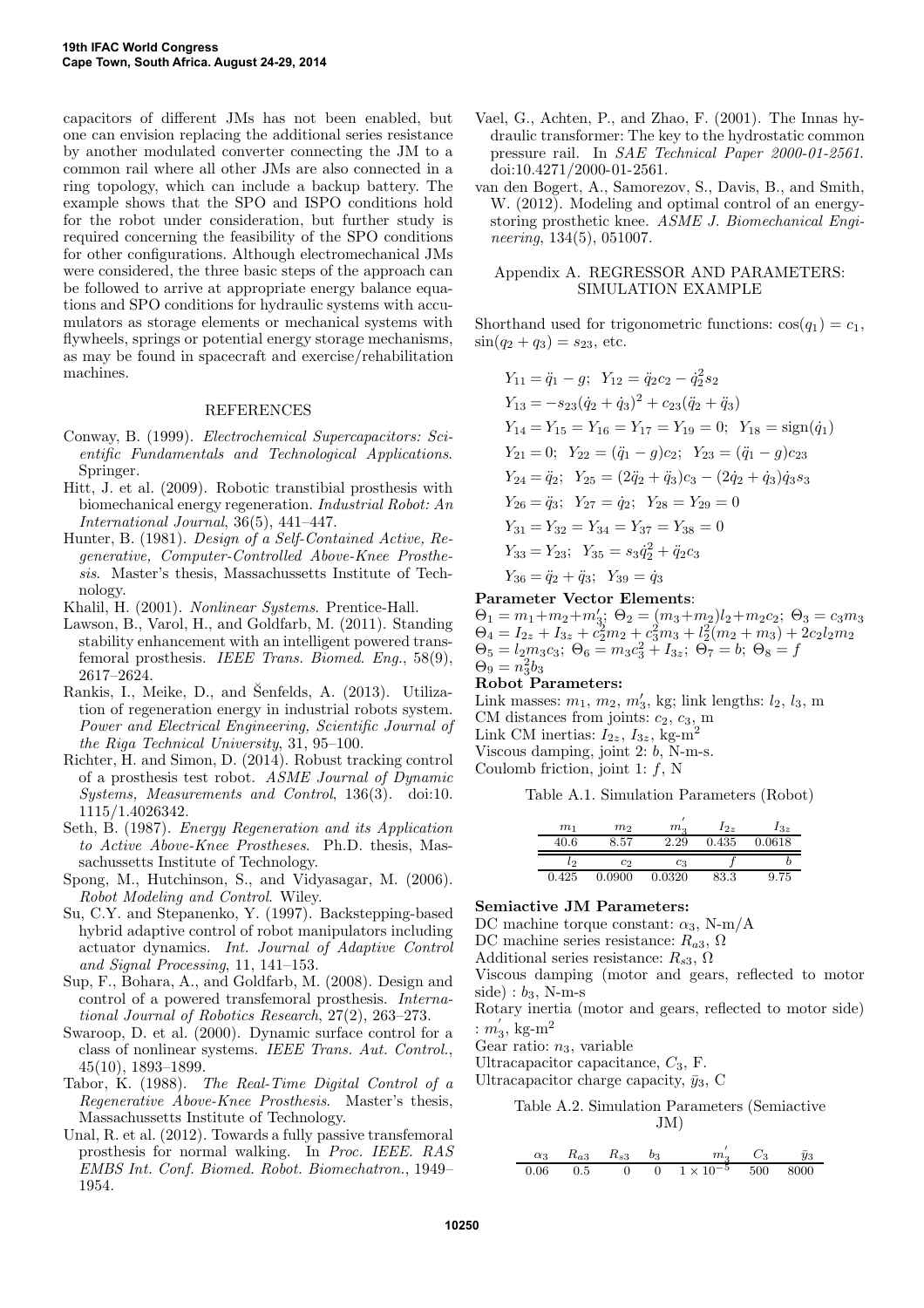capacitors of different JMs has not been enabled, but one can envision replacing the additional series resistance by another modulated converter connecting the JM to a common rail where all other JMs are also connected in a ring topology, which can include a backup battery. The example shows that the SPO and ISPO conditions hold for the robot under consideration, but further study is required concerning the feasibility of the SPO conditions for other configurations. Although electromechanical JMs were considered, the three basic steps of the approach can be followed to arrive at appropriate energy balance equations and SPO conditions for hydraulic systems with accumulators as storage elements or mechanical systems with flywheels, springs or potential energy storage mechanisms, as may be found in spacecraft and exercise/rehabilitation machines.

## REFERENCES

Conway, B. (1999). *Electrochemical Supercapacitors: Scientific Fundamentals and Technological Applications*. Springer.

Hitt, J. et al. (2009). Robotic transtibial prosthesis with biomechanical energy regeneration. *Industrial Robot: An International Journal*, 36(5), 441–447.

Hunter, B. (1981). *Design of a Self-Contained Active, Regenerative, Computer-Controlled Above-Knee Prosthesis*. Master's thesis, Massachussetts Institute of Technology.

Khalil, H. (2001). *Nonlinear Systems*. Prentice-Hall.

Lawson, B., Varol, H., and Goldfarb, M. (2011). Standing stability enhancement with an intelligent powered transfemoral prosthesis. *IEEE Trans. Biomed. Eng.*, 58(9), 2617–2624.

Rankis, I., Meike, D., and Šenfelds, A. (2013). Utilization of regeneration energy in industrial robots system. *Power and Electrical Engineering, Scientific Journal of the Riga Technical University*, 31, 95–100.

Richter, H. and Simon, D. (2014). Robust tracking control of a prosthesis test robot. *ASME Journal of Dynamic Systems, Measurements and Control*, 136(3). doi:10.1115/1.4026342.

Seth, B. (1987). *Energy Regeneration and its Application to Active Above-Knee Prostheses*. Ph.D. thesis, Massachussetts Institute of Technology.

Spong, M., Hutchinson, S., and Vidyasagar, M. (2006). *Robot Modeling and Control*. Wiley.

Su, C.Y. and Stepanenko, Y. (1997). Backstepping-based hybrid adaptive control of robot manipulators including actuator dynamics. *Int. Journal of Adaptive Control and Signal Processing*, 11, 141–153.

Sup, F., Bohara, A., and Goldfarb, M. (2008). Design and control of a powered transfemoral prosthesis. *International Journal of Robotics Research*, 27(2), 263–273.

Swaroop, D. et al. (2000). Dynamic surface control for a class of nonlinear systems. *IEEE Trans. Aut. Control.*, 45(10), 1893–1899.

Tabor, K. (1988). *The Real-Time Digital Control of a Regenerative Above-Knee Prosthesis*. Master's thesis, Massachussetts Institute of Technology.

Unal, R. et al. (2012). Towards a fully passive transfemoral prosthesis for normal walking. In *Proc. IEEE. RAS EMBS Int. Conf. Biomed. Robot. Biomechatron.*, 1949–1954.

Vael, G., Achten, P., and Zhao, F. (2001). The Innas hydraulic transformer: The key to the hydrostatic common pressure rail. In *SAE Technical Paper 2000-01-2561*. doi:10.4271/2000-01-2561.

van den Bogert, A., Samorezov, S., Davis, B., and Smith, W. (2012). Modeling and optimal control of an energy-storing prosthetic knee. *ASME J. Biomechanical Engineering*, 134(5), 051007.

## Appendix A. REGRESSOR AND PARAMETERS: SIMULATION EXAMPLE

Shorthand used for trigonometric functions: $\cos(q_1) = c_1$, $\sin(q_2 + q_3) = s_{23}$, etc.

$$Y_{11} = \ddot{q}_1 - g;\ \ Y_{12} = \ddot{q}_2 c_2 - \dot{q}_2^2 s_2$$

$$Y_{13} = -s_{23}(\dot{q}_2 + \dot{q}_3)^2 + c_{23}(\ddot{q}_2 + \ddot{q}_3)$$

$$Y_{14} = Y_{15} = Y_{16} = Y_{17} = Y_{19} = 0;\ \ Y_{18} = \text{sign}(\dot{q}_1)$$

$$Y_{21} = 0;\ \ Y_{22} = (\ddot{q}_1 - g)c_2;\ \ Y_{23} = (\ddot{q}_1 - g)c_{23}$$

$$Y_{24} = \ddot{q}_2;\ \ Y_{25} = (2\ddot{q}_2 + \ddot{q}_3)c_3 - (2\dot{q}_2 + \dot{q}_3)\dot{q}_3 s_3$$

$$Y_{26} = \ddot{q}_3;\ \ Y_{27} = \dot{q}_2;\ \ Y_{28} = Y_{29} = 0$$

$$Y_{31} = Y_{32} = Y_{34} = Y_{37} = Y_{38} = 0$$

$$Y_{33} = Y_{23};\ \ Y_{35} = s_3\dot{q}_2^2 + \ddot{q}_2 c_3$$

$$Y_{36} = \ddot{q}_2 + \ddot{q}_3;\ \ Y_{39} = \dot{q}_3$$

**Parameter Vector Elements**:
$\Theta_1 = m_1 + m_2 + m_3'$; $\Theta_2 = (m_3 + m_2)l_2 + m_2 c_2$; $\Theta_3 = c_3 m_3$
$\Theta_4 = I_{2z} + I_{3z} + c_2^2 m_2 + c_3^2 m_3 + l_2^2(m_2 + m_3) + 2c_2 l_2 m_2$
$\Theta_5 = l_2 m_3 c_3$; $\Theta_6 = m_3 c_3^2 + I_{3z}$; $\Theta_7 = b$; $\Theta_8 = f$
$\Theta_9 = n_3^2 b_3$

**Robot Parameters:**
Link masses: $m_1$, $m_2$, $m_3'$, kg; link lengths: $l_2$, $l_3$, m
CM distances from joints: $c_2$, $c_3$, m
Link CM inertias: $I_{2z}$, $I_{3z}$, kg-m$^2$
Viscous damping, joint 2: $b$, N-m-s.
Coulomb friction, joint 1: $f$, N

Table A.1. Simulation Parameters (Robot)

| $m_1$ | $m_2$ | $m_3'$ | $I_{2z}$ | $I_{3z}$ |
|---|---|---|---|---|
| 40.6 | 8.57 | 2.29 | 0.435 | 0.0618 |
| $l_2$ | $c_2$ | $c_3$ | $f$ | $b$ |
| 0.425 | 0.0900 | 0.0320 | 83.3 | 9.75 |

**Semiactive JM Parameters:**
DC machine torque constant: $\alpha_3$, N-m/A
DC machine series resistance: $R_{a3}$, Ω
Additional series resistance: $R_{s3}$, Ω
Viscous damping (motor and gears, reflected to motor side) : $b_3$, N-m-s
Rotary inertia (motor and gears, reflected to motor side) : $m_3'$, kg-m$^2$
Gear ratio: $n_3$, variable
Ultracapacitor capacitance, $C_3$, F.
Ultracapacitor charge capacity, $\bar{y}_3$, C

Table A.2. Simulation Parameters (Semiactive JM)

| $\alpha_3$ | $R_{a3}$ | $R_{s3}$ | $b_3$ | $m_3'$ | $C_3$ | $\bar{y}_3$ |
|---|---|---|---|---|---|---|
| 0.06 | 0.5 | 0 | 0 | $1 \times 10^{-5}$ | 500 | 8000 |